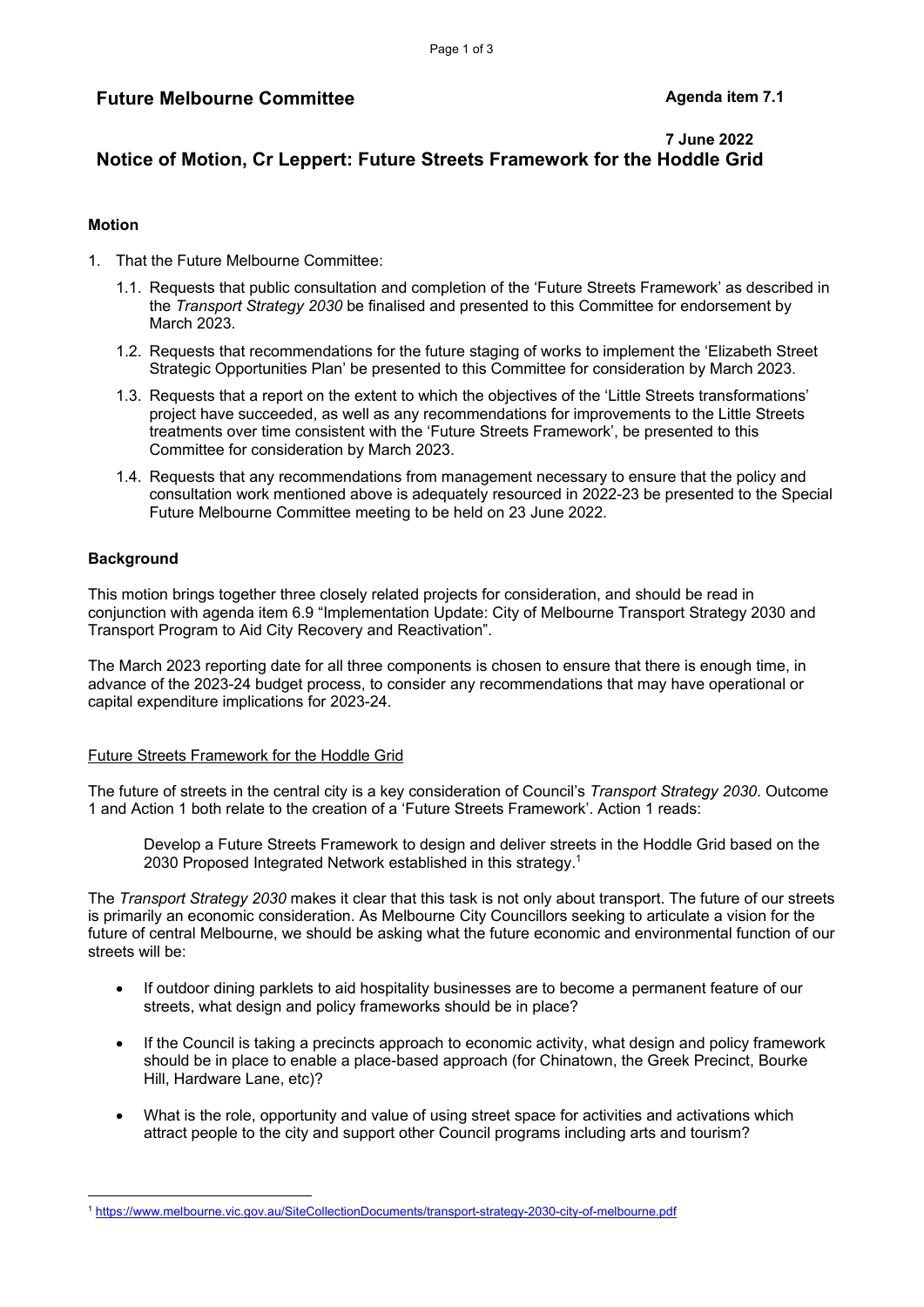**Future Melbourne Committee**

**Agenda item 7.1**

**7 June 2022**

# Notice of Motion, Cr Leppert: Future Streets Framework for the Hoddle Grid

## Motion

1. That the Future Melbourne Committee:
   1.1. Requests that public consultation and completion of the 'Future Streets Framework' as described in the *Transport Strategy 2030* be finalised and presented to this Committee for endorsement by March 2023.

   1.2. Requests that recommendations for the future staging of works to implement the 'Elizabeth Street Strategic Opportunities Plan' be presented to this Committee for consideration by March 2023.

   1.3. Requests that a report on the extent to which the objectives of the 'Little Streets transformations' project have succeeded, as well as any recommendations for improvements to the Little Streets treatments over time consistent with the 'Future Streets Framework', be presented to this Committee for consideration by March 2023.

   1.4. Requests that any recommendations from management necessary to ensure that the policy and consultation work mentioned above is adequately resourced in 2022-23 be presented to the Special Future Melbourne Committee meeting to be held on 23 June 2022.

## Background

This motion brings together three closely related projects for consideration, and should be read in conjunction with agenda item 6.9 "Implementation Update: City of Melbourne Transport Strategy 2030 and Transport Program to Aid City Recovery and Reactivation".

The March 2023 reporting date for all three components is chosen to ensure that there is enough time, in advance of the 2023-24 budget process, to consider any recommendations that may have operational or capital expenditure implications for 2023-24.

### Future Streets Framework for the Hoddle Grid

The future of streets in the central city is a key consideration of Council's *Transport Strategy 2030*. Outcome 1 and Action 1 both relate to the creation of a 'Future Streets Framework'. Action 1 reads:

> Develop a Future Streets Framework to design and deliver streets in the Hoddle Grid based on the 2030 Proposed Integrated Network established in this strategy.[1]

The *Transport Strategy 2030* makes it clear that this task is not only about transport. The future of our streets is primarily an economic consideration. As Melbourne City Councillors seeking to articulate a vision for the future of central Melbourne, we should be asking what the future economic and environmental function of our streets will be:

- If outdoor dining parklets to aid hospitality businesses are to become a permanent feature of our streets, what design and policy frameworks should be in place?
- If the Council is taking a precincts approach to economic activity, what design and policy framework should be in place to enable a place-based approach (for Chinatown, the Greek Precinct, Bourke Hill, Hardware Lane, etc)?
- What is the role, opportunity and value of using street space for activities and activations which attract people to the city and support other Council programs including arts and tourism?

---

[1] https://www.melbourne.vic.gov.au/SiteCollectionDocuments/transport-strategy-2030-city-of-melbourne.pdf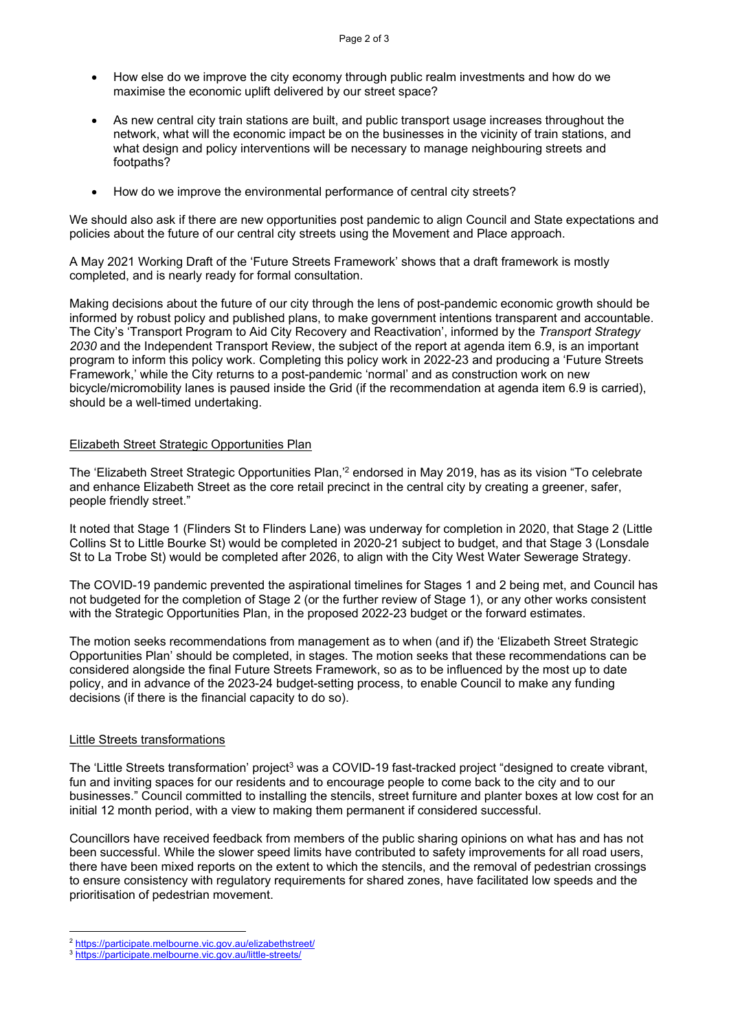- How else do we improve the city economy through public realm investments and how do we maximise the economic uplift delivered by our street space?

- As new central city train stations are built, and public transport usage increases throughout the network, what will the economic impact be on the businesses in the vicinity of train stations, and what design and policy interventions will be necessary to manage neighbouring streets and footpaths?

- How do we improve the environmental performance of central city streets?

We should also ask if there are new opportunities post pandemic to align Council and State expectations and policies about the future of our central city streets using the Movement and Place approach.

A May 2021 Working Draft of the 'Future Streets Framework' shows that a draft framework is mostly completed, and is nearly ready for formal consultation.

Making decisions about the future of our city through the lens of post-pandemic economic growth should be informed by robust policy and published plans, to make government intentions transparent and accountable. The City's 'Transport Program to Aid City Recovery and Reactivation', informed by the *Transport Strategy 2030* and the Independent Transport Review, the subject of the report at agenda item 6.9, is an important program to inform this policy work. Completing this policy work in 2022-23 and producing a 'Future Streets Framework,' while the City returns to a post-pandemic 'normal' and as construction work on new bicycle/micromobility lanes is paused inside the Grid (if the recommendation at agenda item 6.9 is carried), should be a well-timed undertaking.

<u>Elizabeth Street Strategic Opportunities Plan</u>

The 'Elizabeth Street Strategic Opportunities Plan,'[2] endorsed in May 2019, has as its vision "To celebrate and enhance Elizabeth Street as the core retail precinct in the central city by creating a greener, safer, people friendly street."

It noted that Stage 1 (Flinders St to Flinders Lane) was underway for completion in 2020, that Stage 2 (Little Collins St to Little Bourke St) would be completed in 2020-21 subject to budget, and that Stage 3 (Lonsdale St to La Trobe St) would be completed after 2026, to align with the City West Water Sewerage Strategy.

The COVID-19 pandemic prevented the aspirational timelines for Stages 1 and 2 being met, and Council has not budgeted for the completion of Stage 2 (or the further review of Stage 1), or any other works consistent with the Strategic Opportunities Plan, in the proposed 2022-23 budget or the forward estimates.

The motion seeks recommendations from management as to when (and if) the 'Elizabeth Street Strategic Opportunities Plan' should be completed, in stages. The motion seeks that these recommendations can be considered alongside the final Future Streets Framework, so as to be influenced by the most up to date policy, and in advance of the 2023-24 budget-setting process, to enable Council to make any funding decisions (if there is the financial capacity to do so).

<u>Little Streets transformations</u>

The 'Little Streets transformation' project[3] was a COVID-19 fast-tracked project "designed to create vibrant, fun and inviting spaces for our residents and to encourage people to come back to the city and to our businesses." Council committed to installing the stencils, street furniture and planter boxes at low cost for an initial 12 month period, with a view to making them permanent if considered successful.

Councillors have received feedback from members of the public sharing opinions on what has and has not been successful. While the slower speed limits have contributed to safety improvements for all road users, there have been mixed reports on the extent to which the stencils, and the removal of pedestrian crossings to ensure consistency with regulatory requirements for shared zones, have facilitated low speeds and the prioritisation of pedestrian movement.

---

[2] https://participate.melbourne.vic.gov.au/elizabethstreet/

[3] https://participate.melbourne.vic.gov.au/little-streets/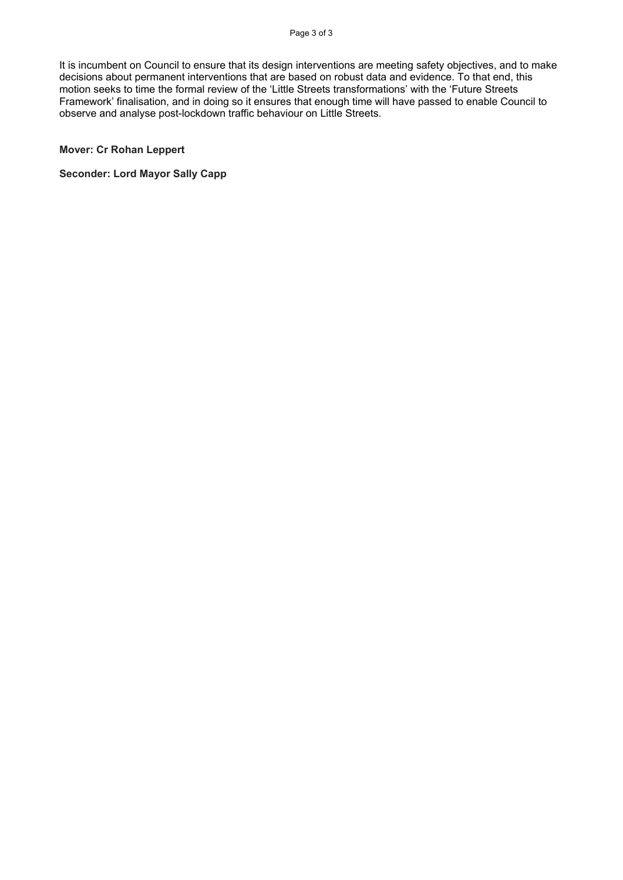It is incumbent on Council to ensure that its design interventions are meeting safety objectives, and to make decisions about permanent interventions that are based on robust data and evidence. To that end, this motion seeks to time the formal review of the 'Little Streets transformations' with the 'Future Streets Framework' finalisation, and in doing so it ensures that enough time will have passed to enable Council to observe and analyse post-lockdown traffic behaviour on Little Streets.

**Mover: Cr Rohan Leppert**

**Seconder: Lord Mayor Sally Capp**